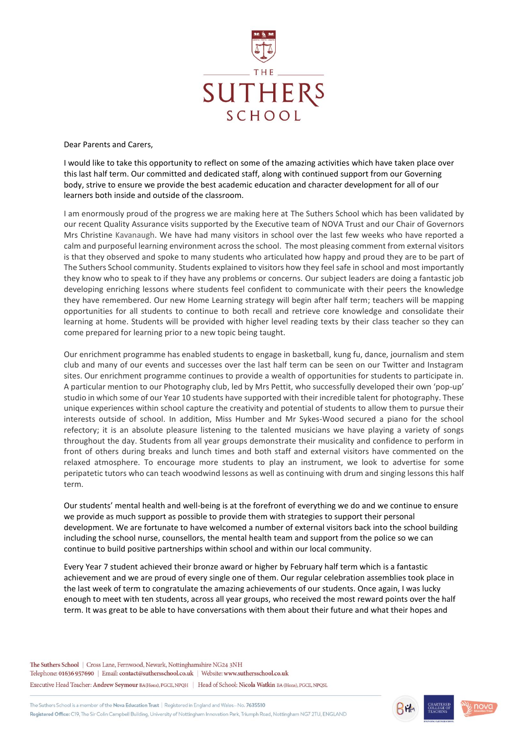THE
SUTHERS
SCHOOL

Dear Parents and Carers,

I would like to take this opportunity to reflect on some of the amazing activities which have taken place over this last half term. Our committed and dedicated staff, along with continued support from our Governing body, strive to ensure we provide the best academic education and character development for all of our learners both inside and outside of the classroom.

I am enormously proud of the progress we are making here at The Suthers School which has been validated by our recent Quality Assurance visits supported by the Executive team of NOVA Trust and our Chair of Governors Mrs Christine Kavanaugh. We have had many visitors in school over the last few weeks who have reported a calm and purposeful learning environment across the school. The most pleasing comment from external visitors is that they observed and spoke to many students who articulated how happy and proud they are to be part of The Suthers School community. Students explained to visitors how they feel safe in school and most importantly they know who to speak to if they have any problems or concerns. Our subject leaders are doing a fantastic job developing enriching lessons where students feel confident to communicate with their peers the knowledge they have remembered. Our new Home Learning strategy will begin after half term; teachers will be mapping opportunities for all students to continue to both recall and retrieve core knowledge and consolidate their learning at home. Students will be provided with higher level reading texts by their class teacher so they can come prepared for learning prior to a new topic being taught.

Our enrichment programme has enabled students to engage in basketball, kung fu, dance, journalism and stem club and many of our events and successes over the last half term can be seen on our Twitter and Instagram sites. Our enrichment programme continues to provide a wealth of opportunities for students to participate in. A particular mention to our Photography club, led by Mrs Pettit, who successfully developed their own 'pop-up' studio in which some of our Year 10 students have supported with their incredible talent for photography. These unique experiences within school capture the creativity and potential of students to allow them to pursue their interests outside of school. In addition, Miss Humber and Mr Sykes-Wood secured a piano for the school refectory; it is an absolute pleasure listening to the talented musicians we have playing a variety of songs throughout the day. Students from all year groups demonstrate their musicality and confidence to perform in front of others during breaks and lunch times and both staff and external visitors have commented on the relaxed atmosphere. To encourage more students to play an instrument, we look to advertise for some peripatetic tutors who can teach woodwind lessons as well as continuing with drum and singing lessons this half term.

Our students' mental health and well-being is at the forefront of everything we do and we continue to ensure we provide as much support as possible to provide them with strategies to support their personal development. We are fortunate to have welcomed a number of external visitors back into the school building including the school nurse, counsellors, the mental health team and support from the police so we can continue to build positive partnerships within school and within our local community.

Every Year 7 student achieved their bronze award or higher by February half term which is a fantastic achievement and we are proud of every single one of them. Our regular celebration assemblies took place in the last week of term to congratulate the amazing achievements of our students. Once again, I was lucky enough to meet with ten students, across all year groups, who received the most reward points over the half term. It was great to be able to have conversations with them about their future and what their hopes and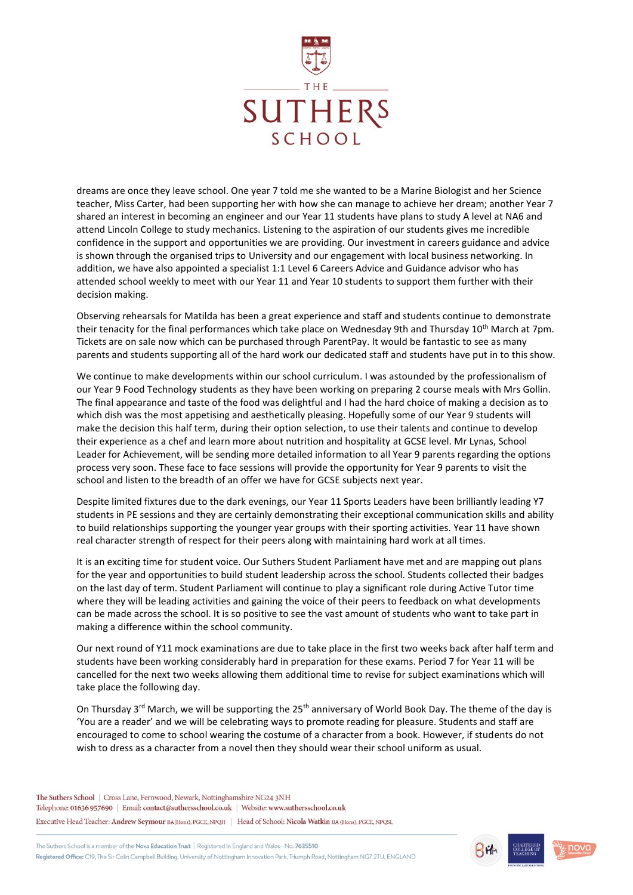dreams are once they leave school. One year 7 told me she wanted to be a Marine Biologist and her Science teacher, Miss Carter, had been supporting her with how she can manage to achieve her dream; another Year 7 shared an interest in becoming an engineer and our Year 11 students have plans to study A level at NA6 and attend Lincoln College to study mechanics. Listening to the aspiration of our students gives me incredible confidence in the support and opportunities we are providing. Our investment in careers guidance and advice is shown through the organised trips to University and our engagement with local business networking. In addition, we have also appointed a specialist 1:1 Level 6 Careers Advice and Guidance advisor who has attended school weekly to meet with our Year 11 and Year 10 students to support them further with their decision making.

Observing rehearsals for Matilda has been a great experience and staff and students continue to demonstrate their tenacity for the final performances which take place on Wednesday 9th and Thursday 10th March at 7pm. Tickets are on sale now which can be purchased through ParentPay. It would be fantastic to see as many parents and students supporting all of the hard work our dedicated staff and students have put in to this show.

We continue to make developments within our school curriculum. I was astounded by the professionalism of our Year 9 Food Technology students as they have been working on preparing 2 course meals with Mrs Gollin. The final appearance and taste of the food was delightful and I had the hard choice of making a decision as to which dish was the most appetising and aesthetically pleasing. Hopefully some of our Year 9 students will make the decision this half term, during their option selection, to use their talents and continue to develop their experience as a chef and learn more about nutrition and hospitality at GCSE level. Mr Lynas, School Leader for Achievement, will be sending more detailed information to all Year 9 parents regarding the options process very soon. These face to face sessions will provide the opportunity for Year 9 parents to visit the school and listen to the breadth of an offer we have for GCSE subjects next year.

Despite limited fixtures due to the dark evenings, our Year 11 Sports Leaders have been brilliantly leading Y7 students in PE sessions and they are certainly demonstrating their exceptional communication skills and ability to build relationships supporting the younger year groups with their sporting activities. Year 11 have shown real character strength of respect for their peers along with maintaining hard work at all times.

It is an exciting time for student voice. Our Suthers Student Parliament have met and are mapping out plans for the year and opportunities to build student leadership across the school. Students collected their badges on the last day of term. Student Parliament will continue to play a significant role during Active Tutor time where they will be leading activities and gaining the voice of their peers to feedback on what developments can be made across the school. It is so positive to see the vast amount of students who want to take part in making a difference within the school community.

Our next round of Y11 mock examinations are due to take place in the first two weeks back after half term and students have been working considerably hard in preparation for these exams. Period 7 for Year 11 will be cancelled for the next two weeks allowing them additional time to revise for subject examinations which will take place the following day.

On Thursday 3rd March, we will be supporting the 25th anniversary of World Book Day. The theme of the day is 'You are a reader' and we will be celebrating ways to promote reading for pleasure. Students and staff are encouraged to come to school wearing the costume of a character from a book. However, if students do not wish to dress as a character from a novel then they should wear their school uniform as usual.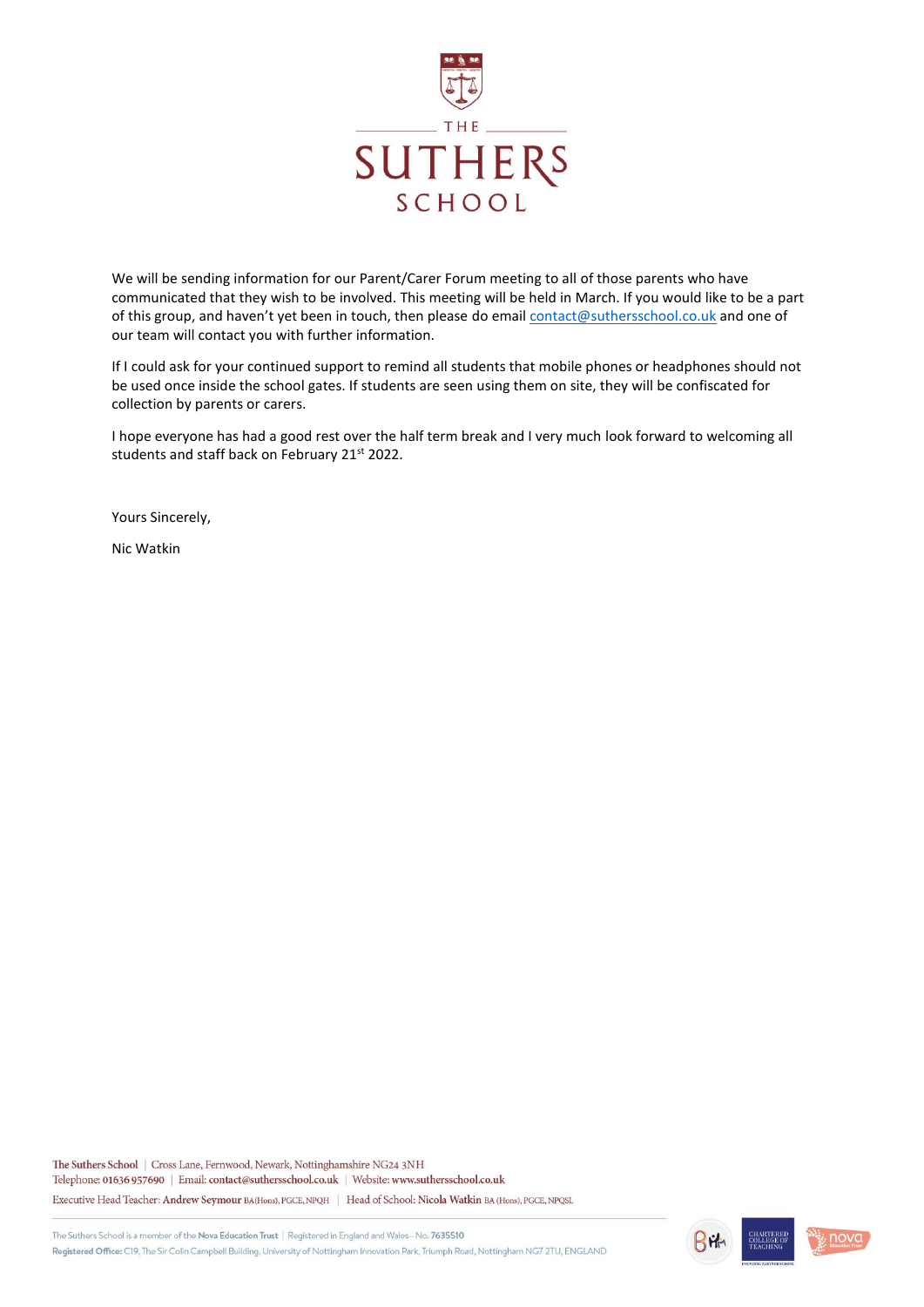We will be sending information for our Parent/Carer Forum meeting to all of those parents who have communicated that they wish to be involved. This meeting will be held in March. If you would like to be a part of this group, and haven't yet been in touch, then please do email contact@suthersschool.co.uk and one of our team will contact you with further information.

If I could ask for your continued support to remind all students that mobile phones or headphones should not be used once inside the school gates. If students are seen using them on site, they will be confiscated for collection by parents or carers.

I hope everyone has had a good rest over the half term break and I very much look forward to welcoming all students and staff back on February 21st 2022.

Yours Sincerely,

Nic Watkin